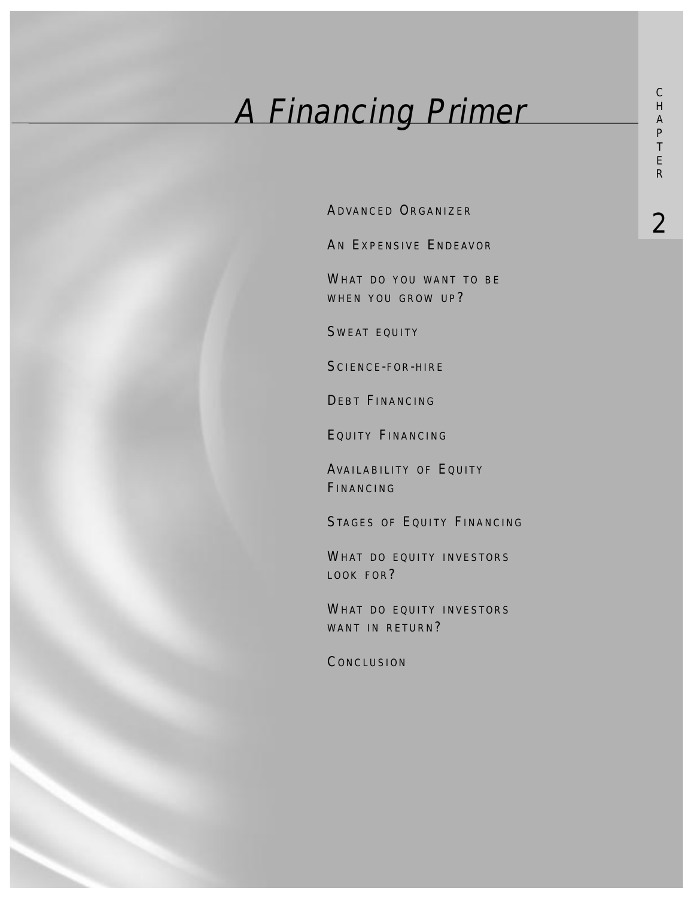# Chapter 2

# A Financing Primer

- Advanced Organizer
- An Expensive Endeavor
- What do you want to be when you grow up?
- Sweat equity
- Science-for-hire
- Debt Financing
- Equity Financing
- Availability of Equity Financing
- Stages of Equity Financing
- What do equity investors look for?
- What do equity investors want in return?
- Conclusion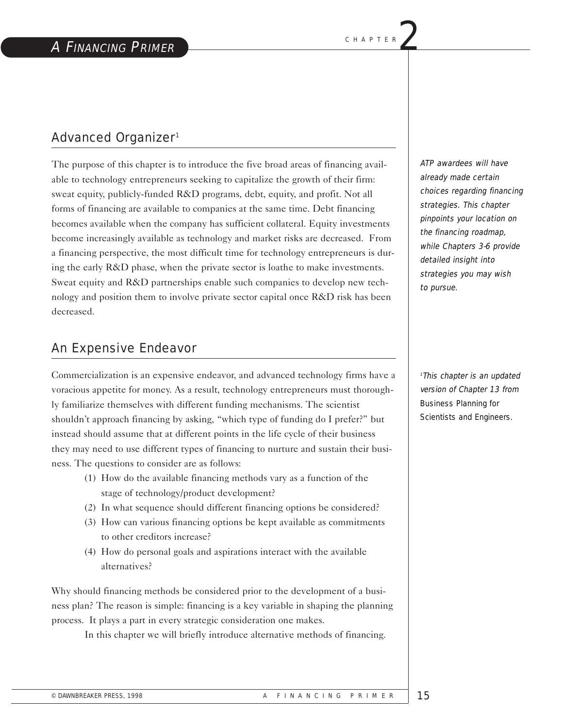# Chapter 2: A Financing Primer

## Advanced Organizer[1]

The purpose of this chapter is to introduce the five broad areas of financing available to technology entrepreneurs seeking to capitalize the growth of their firm: sweat equity, publicly-funded R&D programs, debt, equity, and profit. Not all forms of financing are available to companies at the same time. Debt financing becomes available when the company has sufficient collateral. Equity investments become increasingly available as technology and market risks are decreased. From a financing perspective, the most difficult time for technology entrepreneurs is during the early R&D phase, when the private sector is loathe to make investments. Sweat equity and R&D partnerships enable such companies to develop new technology and position them to involve private sector capital once R&D risk has been decreased.

*ATP awardees will have already made certain choices regarding financing strategies. This chapter pinpoints your location on the financing roadmap, while Chapters 3-6 provide detailed insight into strategies you may wish to pursue.*

## An Expensive Endeavor

Commercialization is an expensive endeavor, and advanced technology firms have a voracious appetite for money. As a result, technology entrepreneurs must thoroughly familiarize themselves with different funding mechanisms. The scientist shouldn't approach financing by asking, "which type of funding do I prefer?" but instead should assume that at different points in the life cycle of their business they may need to use different types of financing to nurture and sustain their business. The questions to consider are as follows:

(1) How do the available financing methods vary as a function of the stage of technology/product development?
(2) In what sequence should different financing options be considered?
(3) How can various financing options be kept available as commitments to other creditors increase?
(4) How do personal goals and aspirations interact with the available alternatives?

Why should financing methods be considered prior to the development of a business plan? The reason is simple: financing is a key variable in shaping the planning process. It plays a part in every strategic consideration one makes.

In this chapter we will briefly introduce alternative methods of financing.

[1] *This chapter is an updated version of Chapter 13 from* Business Planning for Scientists and Engineers.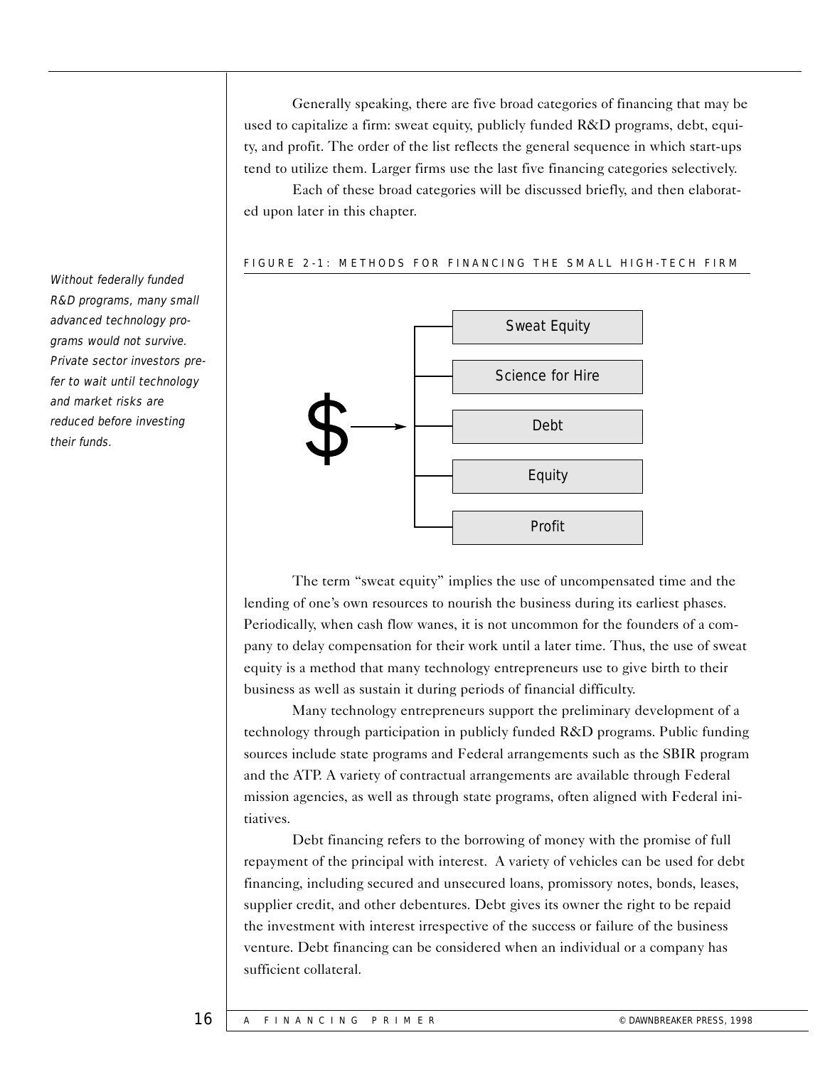Generally speaking, there are five broad categories of financing that may be used to capitalize a firm: sweat equity, publicly funded R&D programs, debt, equity, and profit. The order of the list reflects the general sequence in which start-ups tend to utilize them. Larger firms use the last five financing categories selectively.

Each of these broad categories will be discussed briefly, and then elaborated upon later in this chapter.

*Without federally funded R&D programs, many small advanced technology programs would not survive. Private sector investors prefer to wait until technology and market risks are reduced before investing their funds.*

FIGURE 2-1: METHODS FOR FINANCING THE SMALL HIGH-TECH FIRM

$ → Sweat Equity; Science for Hire; Debt; Equity; Profit

The term "sweat equity" implies the use of uncompensated time and the lending of one's own resources to nourish the business during its earliest phases. Periodically, when cash flow wanes, it is not uncommon for the founders of a company to delay compensation for their work until a later time. Thus, the use of sweat equity is a method that many technology entrepreneurs use to give birth to their business as well as sustain it during periods of financial difficulty.

Many technology entrepreneurs support the preliminary development of a technology through participation in publicly funded R&D programs. Public funding sources include state programs and Federal arrangements such as the SBIR program and the ATP. A variety of contractual arrangements are available through Federal mission agencies, as well as through state programs, often aligned with Federal initiatives.

Debt financing refers to the borrowing of money with the promise of full repayment of the principal with interest. A variety of vehicles can be used for debt financing, including secured and unsecured loans, promissory notes, bonds, leases, supplier credit, and other debentures. Debt gives its owner the right to be repaid the investment with interest irrespective of the success or failure of the business venture. Debt financing can be considered when an individual or a company has sufficient collateral.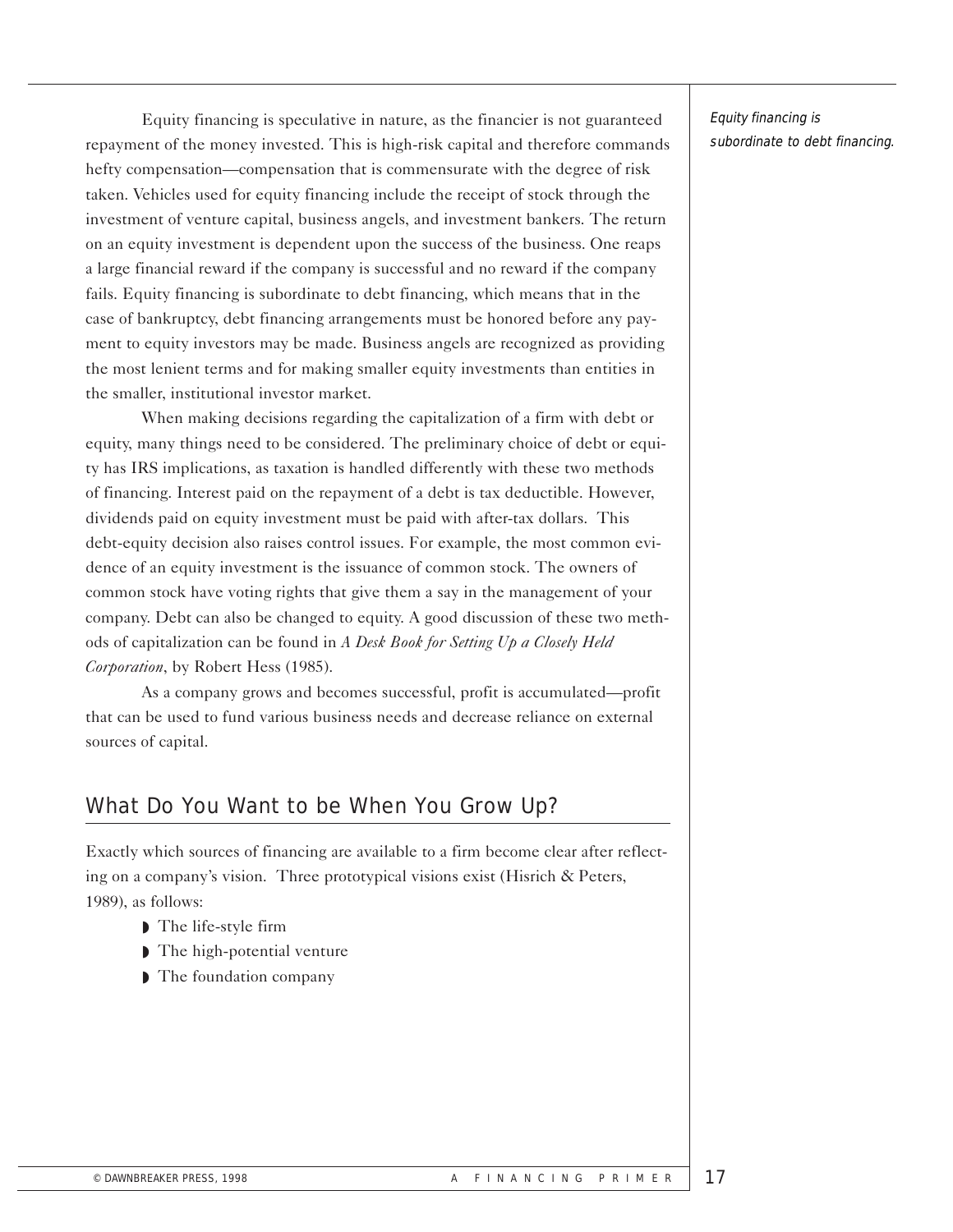Equity financing is speculative in nature, as the financier is not guaranteed repayment of the money invested. This is high-risk capital and therefore commands hefty compensation—compensation that is commensurate with the degree of risk taken. Vehicles used for equity financing include the receipt of stock through the investment of venture capital, business angels, and investment bankers. The return on an equity investment is dependent upon the success of the business. One reaps a large financial reward if the company is successful and no reward if the company fails. Equity financing is subordinate to debt financing, which means that in the case of bankruptcy, debt financing arrangements must be honored before any payment to equity investors may be made. Business angels are recognized as providing the most lenient terms and for making smaller equity investments than entities in the smaller, institutional investor market.

*Equity financing is subordinate to debt financing.*

When making decisions regarding the capitalization of a firm with debt or equity, many things need to be considered. The preliminary choice of debt or equity has IRS implications, as taxation is handled differently with these two methods of financing. Interest paid on the repayment of a debt is tax deductible. However, dividends paid on equity investment must be paid with after-tax dollars. This debt-equity decision also raises control issues. For example, the most common evidence of an equity investment is the issuance of common stock. The owners of common stock have voting rights that give them a say in the management of your company. Debt can also be changed to equity. A good discussion of these two methods of capitalization can be found in *A Desk Book for Setting Up a Closely Held Corporation*, by Robert Hess (1985).

As a company grows and becomes successful, profit is accumulated—profit that can be used to fund various business needs and decrease reliance on external sources of capital.

## What Do You Want to be When You Grow Up?

Exactly which sources of financing are available to a firm become clear after reflecting on a company's vision. Three prototypical visions exist (Hisrich & Peters, 1989), as follows:

- The life-style firm
- The high-potential venture
- The foundation company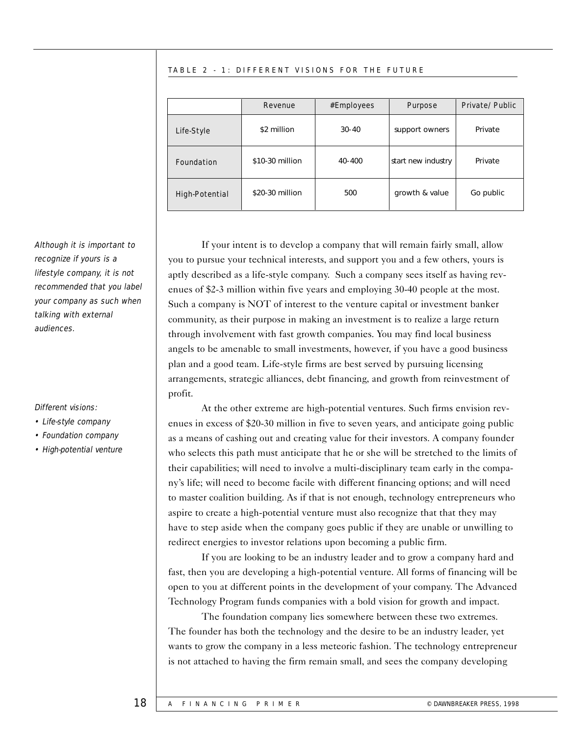TABLE 2 - 1: DIFFERENT VISIONS FOR THE FUTURE

| | Revenue | #Employees | Purpose | Private/Public |
|---|---|---|---|---|
| Life-Style | $2 million | 30-40 | support owners | Private |
| Foundation | $10-30 million | 40-400 | start new industry | Private |
| High-Potential | $20-30 million | 500 | growth & value | Go public |

*Although it is important to recognize if yours is a lifestyle company, it is not recommended that you label your company as such when talking with external audiences.*

If your intent is to develop a company that will remain fairly small, allow you to pursue your technical interests, and support you and a few others, yours is aptly described as a life-style company. Such a company sees itself as having revenues of $2-3 million within five years and employing 30-40 people at the most. Such a company is NOT of interest to the venture capital or investment banker community, as their purpose in making an investment is to realize a large return through involvement with fast growth companies. You may find local business angels to be amenable to small investments, however, if you have a good business plan and a good team. Life-style firms are best served by pursuing licensing arrangements, strategic alliances, debt financing, and growth from reinvestment of profit.

*Different visions:*

- *Life-style company*
- *Foundation company*
- *High-potential venture*

At the other extreme are high-potential ventures. Such firms envision revenues in excess of $20-30 million in five to seven years, and anticipate going public as a means of cashing out and creating value for their investors. A company founder who selects this path must anticipate that he or she will be stretched to the limits of their capabilities; will need to involve a multi-disciplinary team early in the company's life; will need to become facile with different financing options; and will need to master coalition building. As if that is not enough, technology entrepreneurs who aspire to create a high-potential venture must also recognize that that they may have to step aside when the company goes public if they are unable or unwilling to redirect energies to investor relations upon becoming a public firm.

If you are looking to be an industry leader and to grow a company hard and fast, then you are developing a high-potential venture. All forms of financing will be open to you at different points in the development of your company. The Advanced Technology Program funds companies with a bold vision for growth and impact.

The foundation company lies somewhere between these two extremes. The founder has both the technology and the desire to be an industry leader, yet wants to grow the company in a less meteoric fashion. The technology entrepreneur is not attached to having the firm remain small, and sees the company developing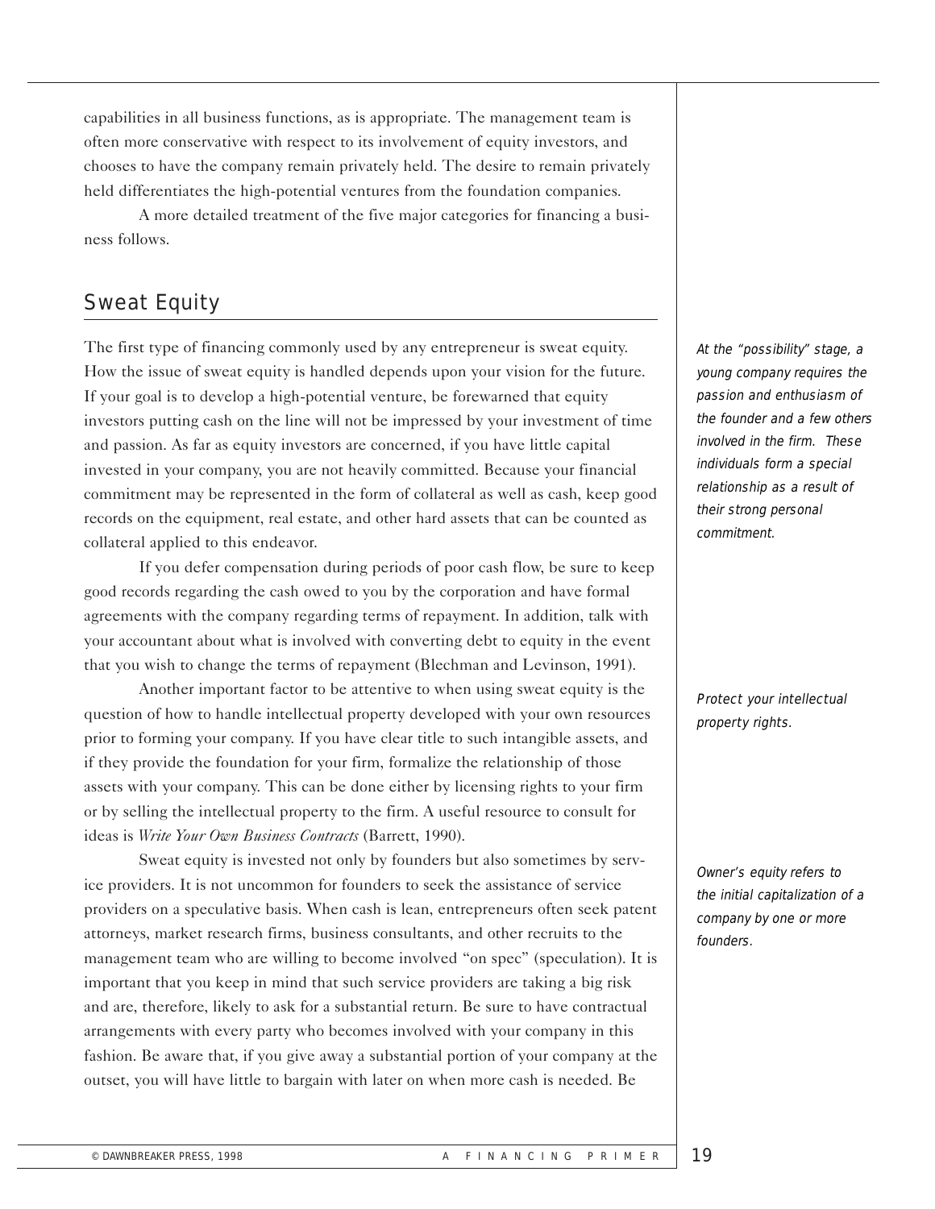capabilities in all business functions, as is appropriate. The management team is often more conservative with respect to its involvement of equity investors, and chooses to have the company remain privately held. The desire to remain privately held differentiates the high-potential ventures from the foundation companies.

A more detailed treatment of the five major categories for financing a business follows.

## Sweat Equity

The first type of financing commonly used by any entrepreneur is sweat equity. How the issue of sweat equity is handled depends upon your vision for the future. If your goal is to develop a high-potential venture, be forewarned that equity investors putting cash on the line will not be impressed by your investment of time and passion. As far as equity investors are concerned, if you have little capital invested in your company, you are not heavily committed. Because your financial commitment may be represented in the form of collateral as well as cash, keep good records on the equipment, real estate, and other hard assets that can be counted as collateral applied to this endeavor.

*At the "possibility" stage, a young company requires the passion and enthusiasm of the founder and a few others involved in the firm. These individuals form a special relationship as a result of their strong personal commitment.*

If you defer compensation during periods of poor cash flow, be sure to keep good records regarding the cash owed to you by the corporation and have formal agreements with the company regarding terms of repayment. In addition, talk with your accountant about what is involved with converting debt to equity in the event that you wish to change the terms of repayment (Blechman and Levinson, 1991).

Another important factor to be attentive to when using sweat equity is the question of how to handle intellectual property developed with your own resources prior to forming your company. If you have clear title to such intangible assets, and if they provide the foundation for your firm, formalize the relationship of those assets with your company. This can be done either by licensing rights to your firm or by selling the intellectual property to the firm. A useful resource to consult for ideas is *Write Your Own Business Contracts* (Barrett, 1990).

*Protect your intellectual property rights.*

Sweat equity is invested not only by founders but also sometimes by service providers. It is not uncommon for founders to seek the assistance of service providers on a speculative basis. When cash is lean, entrepreneurs often seek patent attorneys, market research firms, business consultants, and other recruits to the management team who are willing to become involved "on spec" (speculation). It is important that you keep in mind that such service providers are taking a big risk and are, therefore, likely to ask for a substantial return. Be sure to have contractual arrangements with every party who becomes involved with your company in this fashion. Be aware that, if you give away a substantial portion of your company at the outset, you will have little to bargain with later on when more cash is needed. Be

*Owner's equity refers to the initial capitalization of a company by one or more founders.*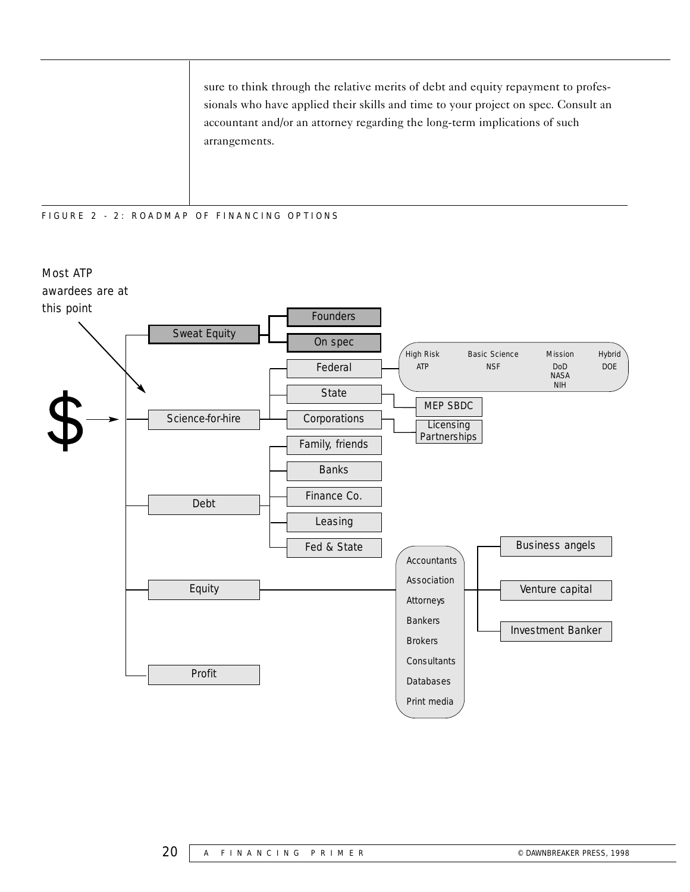sure to think through the relative merits of debt and equity repayment to professionals who have applied their skills and time to your project on spec. Consult an accountant and/or an attorney regarding the long-term implications of such arrangements.

FIGURE 2-2: ROADMAP OF FINANCING OPTIONS

Most ATP awardees are at this point

- $
  - Sweat Equity
    - Founders
    - On spec
  - Science-for-hire
    - Federal
      - High Risk: ATP
      - Basic Science: NSF
      - Mission: DoD, NASA, NIH
      - Hybrid: DOE
    - State
      - MEP SBDC
    - Corporations
      - Licensing Partnerships
  - Debt
    - Family, friends
    - Banks
    - Finance Co.
    - Leasing
    - Fed & State
  - Equity
    - Accountants, Association, Attorneys, Bankers, Brokers, Consultants, Databases, Print media
      - Business angels
      - Venture capital
      - Investment Banker
  - Profit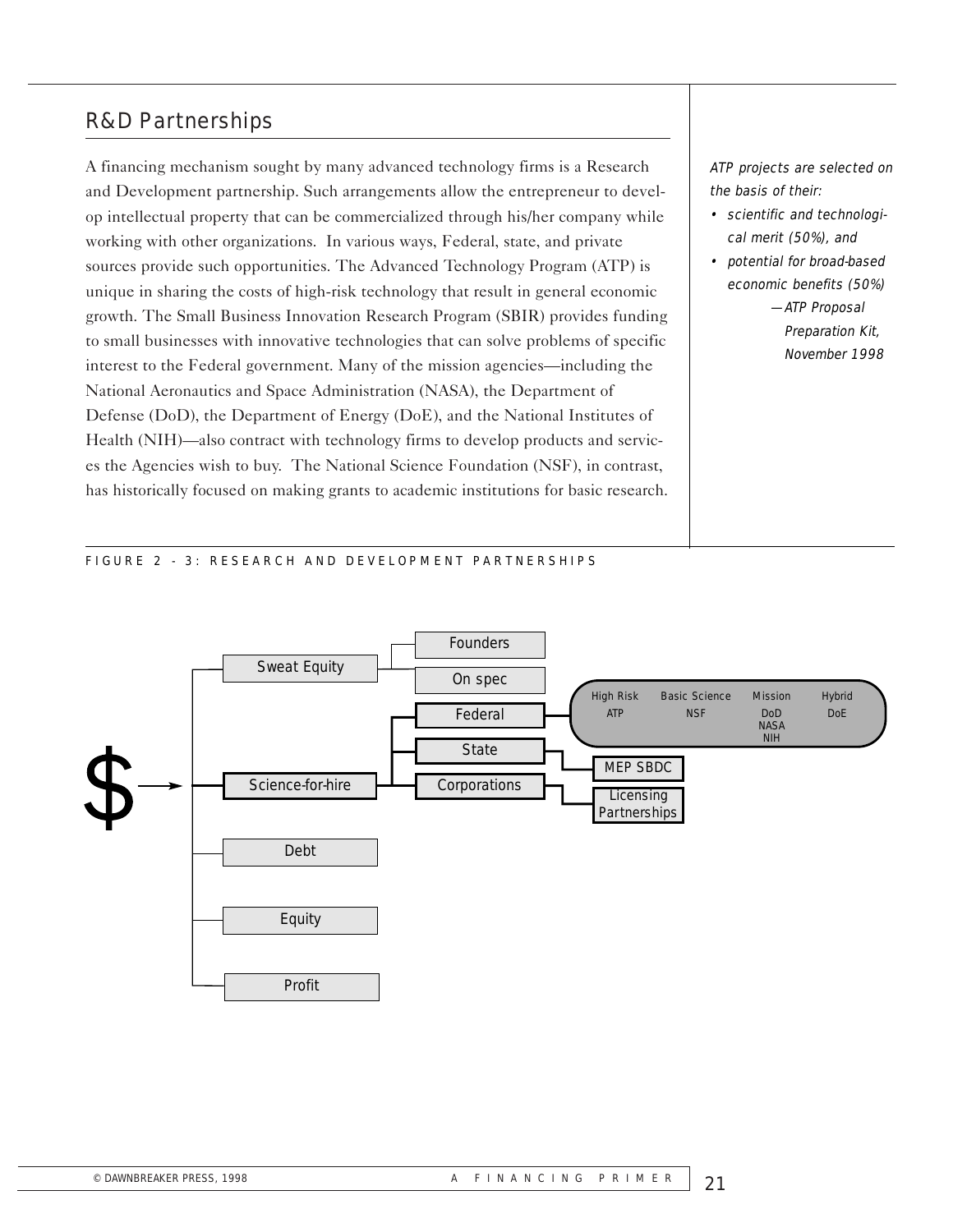## R&D Partnerships

A financing mechanism sought by many advanced technology firms is a Research and Development partnership. Such arrangements allow the entrepreneur to develop intellectual property that can be commercialized through his/her company while working with other organizations. In various ways, Federal, state, and private sources provide such opportunities. The Advanced Technology Program (ATP) is unique in sharing the costs of high-risk technology that result in general economic growth. The Small Business Innovation Research Program (SBIR) provides funding to small businesses with innovative technologies that can solve problems of specific interest to the Federal government. Many of the mission agencies—including the National Aeronautics and Space Administration (NASA), the Department of Defense (DoD), the Department of Energy (DoE), and the National Institutes of Health (NIH)—also contract with technology firms to develop products and services the Agencies wish to buy. The National Science Foundation (NSF), in contrast, has historically focused on making grants to academic institutions for basic research.

*ATP projects are selected on the basis of their:*

- *scientific and technological merit (50%), and*
- *potential for broad-based economic benefits (50%)*

*—ATP Proposal Preparation Kit, November 1998*

FIGURE 2 - 3: RESEARCH AND DEVELOPMENT PARTNERSHIPS

$ → Sweat Equity → Founders; On spec

$ → Science-for-hire → Federal → High Risk: ATP; Basic Science: NSF; Mission: DoD, NASA, NIH; Hybrid: DoE

Science-for-hire → State → MEP SBDC

Science-for-hire → Corporations → Licensing Partnerships

$ → Debt

$ → Equity

$ → Profit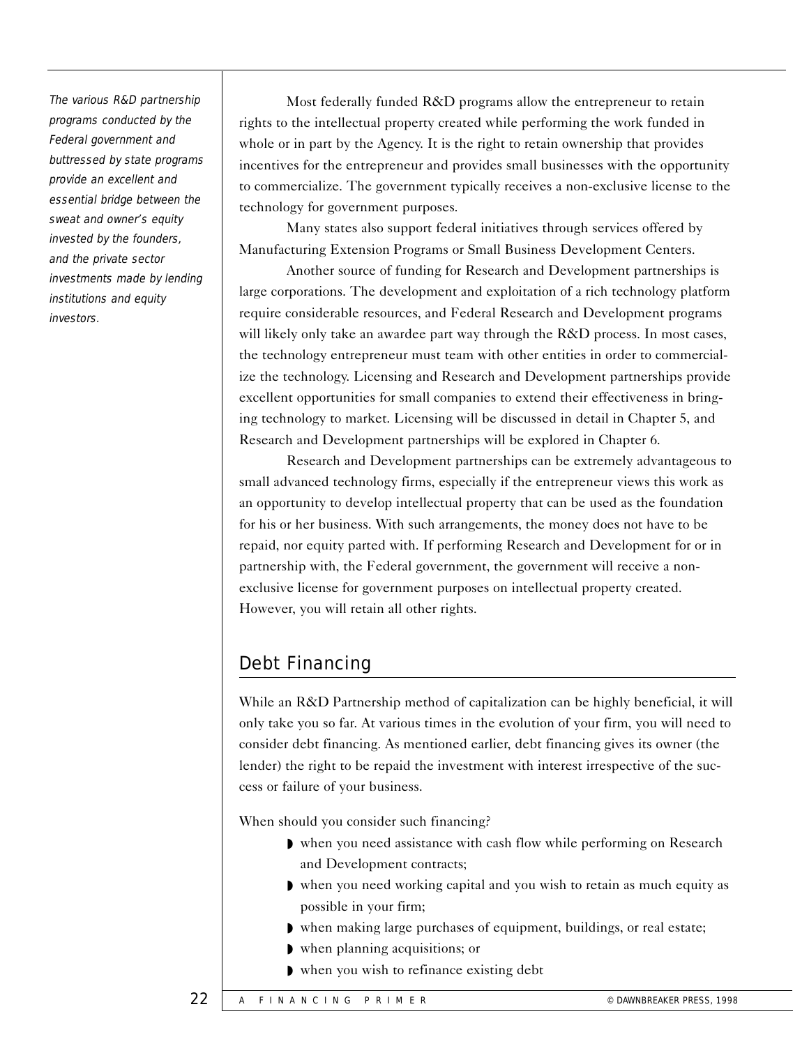*The various R&D partnership programs conducted by the Federal government and buttressed by state programs provide an excellent and essential bridge between the sweat and owner's equity invested by the founders, and the private sector investments made by lending institutions and equity investors.*

Most federally funded R&D programs allow the entrepreneur to retain rights to the intellectual property created while performing the work funded in whole or in part by the Agency. It is the right to retain ownership that provides incentives for the entrepreneur and provides small businesses with the opportunity to commercialize. The government typically receives a non-exclusive license to the technology for government purposes.

Many states also support federal initiatives through services offered by Manufacturing Extension Programs or Small Business Development Centers.

Another source of funding for Research and Development partnerships is large corporations. The development and exploitation of a rich technology platform require considerable resources, and Federal Research and Development programs will likely only take an awardee part way through the R&D process. In most cases, the technology entrepreneur must team with other entities in order to commercialize the technology. Licensing and Research and Development partnerships provide excellent opportunities for small companies to extend their effectiveness in bringing technology to market. Licensing will be discussed in detail in Chapter 5, and Research and Development partnerships will be explored in Chapter 6.

Research and Development partnerships can be extremely advantageous to small advanced technology firms, especially if the entrepreneur views this work as an opportunity to develop intellectual property that can be used as the foundation for his or her business. With such arrangements, the money does not have to be repaid, nor equity parted with. If performing Research and Development for or in partnership with, the Federal government, the government will receive a non-exclusive license for government purposes on intellectual property created. However, you will retain all other rights.

## Debt Financing

While an R&D Partnership method of capitalization can be highly beneficial, it will only take you so far. At various times in the evolution of your firm, you will need to consider debt financing. As mentioned earlier, debt financing gives its owner (the lender) the right to be repaid the investment with interest irrespective of the success or failure of your business.

When should you consider such financing?

- when you need assistance with cash flow while performing on Research and Development contracts;
- when you need working capital and you wish to retain as much equity as possible in your firm;
- when making large purchases of equipment, buildings, or real estate;
- when planning acquisitions; or
- when you wish to refinance existing debt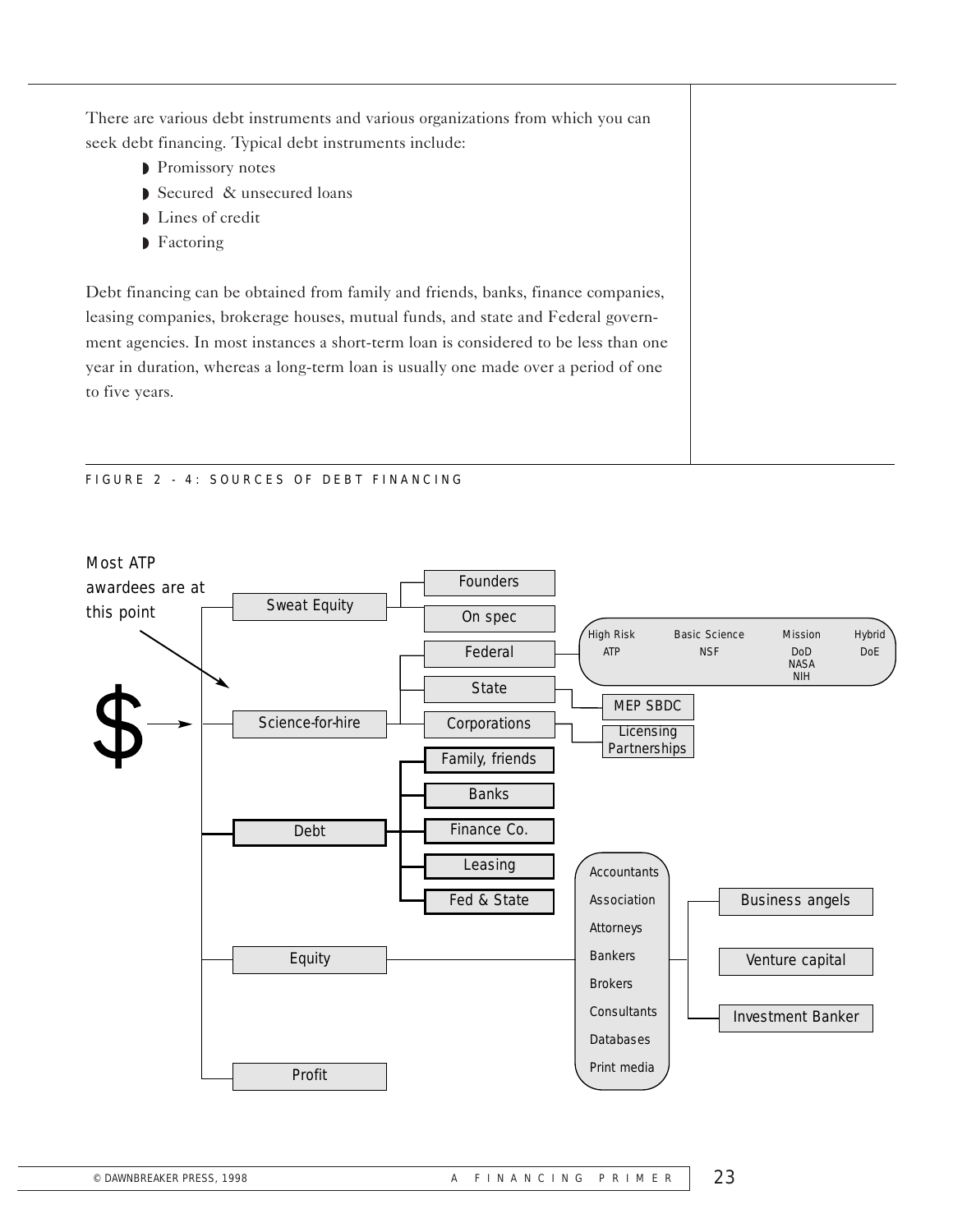There are various debt instruments and various organizations from which you can seek debt financing. Typical debt instruments include:

- Promissory notes
- Secured & unsecured loans
- Lines of credit
- Factoring

Debt financing can be obtained from family and friends, banks, finance companies, leasing companies, brokerage houses, mutual funds, and state and Federal government agencies. In most instances a short-term loan is considered to be less than one year in duration, whereas a long-term loan is usually one made over a period of one to five years.

FIGURE 2 - 4: SOURCES OF DEBT FINANCING

Most ATP awardees are at this point

$

- Sweat Equity
  - Founders
  - On spec
- Science-for-hire
  - Federal
    - High Risk: ATP
    - Basic Science: NSF
    - Mission: DoD, NASA, NIH
    - Hybrid: DoE
  - State
    - MEP SBDC
  - Corporations
    - Licensing Partnerships
- Debt
  - Family, friends
  - Banks
  - Finance Co.
  - Leasing
  - Fed & State
- Equity
  - Accountants, Association, Attorneys, Bankers, Brokers, Consultants, Databases, Print media
    - Business angels
    - Venture capital
    - Investment Banker
- Profit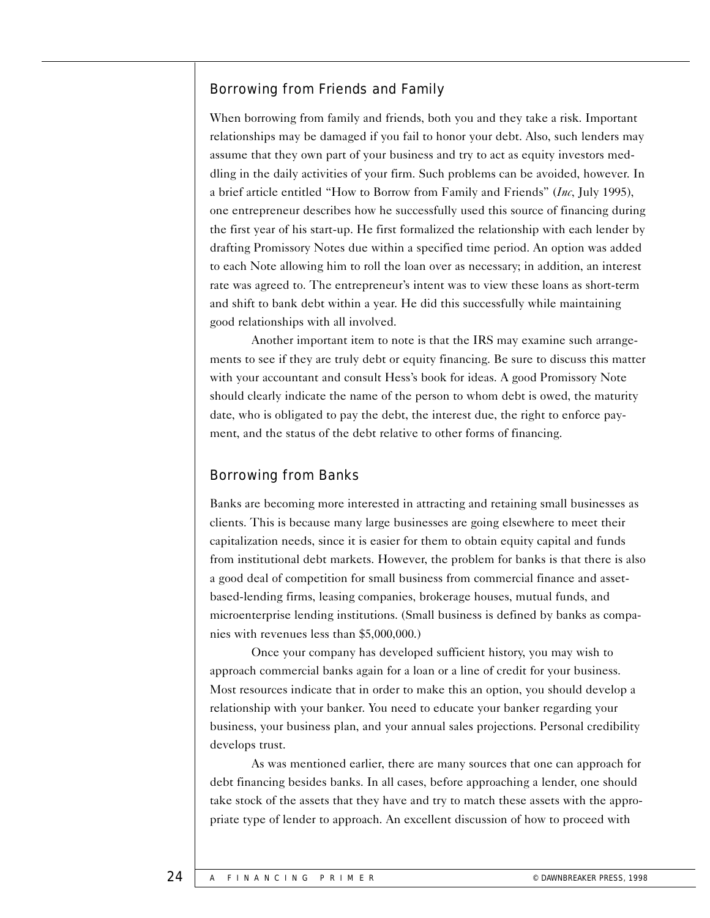## Borrowing from Friends and Family

When borrowing from family and friends, both you and they take a risk. Important relationships may be damaged if you fail to honor your debt. Also, such lenders may assume that they own part of your business and try to act as equity investors meddling in the daily activities of your firm. Such problems can be avoided, however. In a brief article entitled "How to Borrow from Family and Friends" (*Inc*, July 1995), one entrepreneur describes how he successfully used this source of financing during the first year of his start-up. He first formalized the relationship with each lender by drafting Promissory Notes due within a specified time period. An option was added to each Note allowing him to roll the loan over as necessary; in addition, an interest rate was agreed to. The entrepreneur's intent was to view these loans as short-term and shift to bank debt within a year. He did this successfully while maintaining good relationships with all involved.

Another important item to note is that the IRS may examine such arrangements to see if they are truly debt or equity financing. Be sure to discuss this matter with your accountant and consult Hess's book for ideas. A good Promissory Note should clearly indicate the name of the person to whom debt is owed, the maturity date, who is obligated to pay the debt, the interest due, the right to enforce payment, and the status of the debt relative to other forms of financing.

## Borrowing from Banks

Banks are becoming more interested in attracting and retaining small businesses as clients. This is because many large businesses are going elsewhere to meet their capitalization needs, since it is easier for them to obtain equity capital and funds from institutional debt markets. However, the problem for banks is that there is also a good deal of competition for small business from commercial finance and asset-based-lending firms, leasing companies, brokerage houses, mutual funds, and microenterprise lending institutions. (Small business is defined by banks as companies with revenues less than $5,000,000.)

Once your company has developed sufficient history, you may wish to approach commercial banks again for a loan or a line of credit for your business. Most resources indicate that in order to make this an option, you should develop a relationship with your banker. You need to educate your banker regarding your business, your business plan, and your annual sales projections. Personal credibility develops trust.

As was mentioned earlier, there are many sources that one can approach for debt financing besides banks. In all cases, before approaching a lender, one should take stock of the assets that they have and try to match these assets with the appropriate type of lender to approach. An excellent discussion of how to proceed with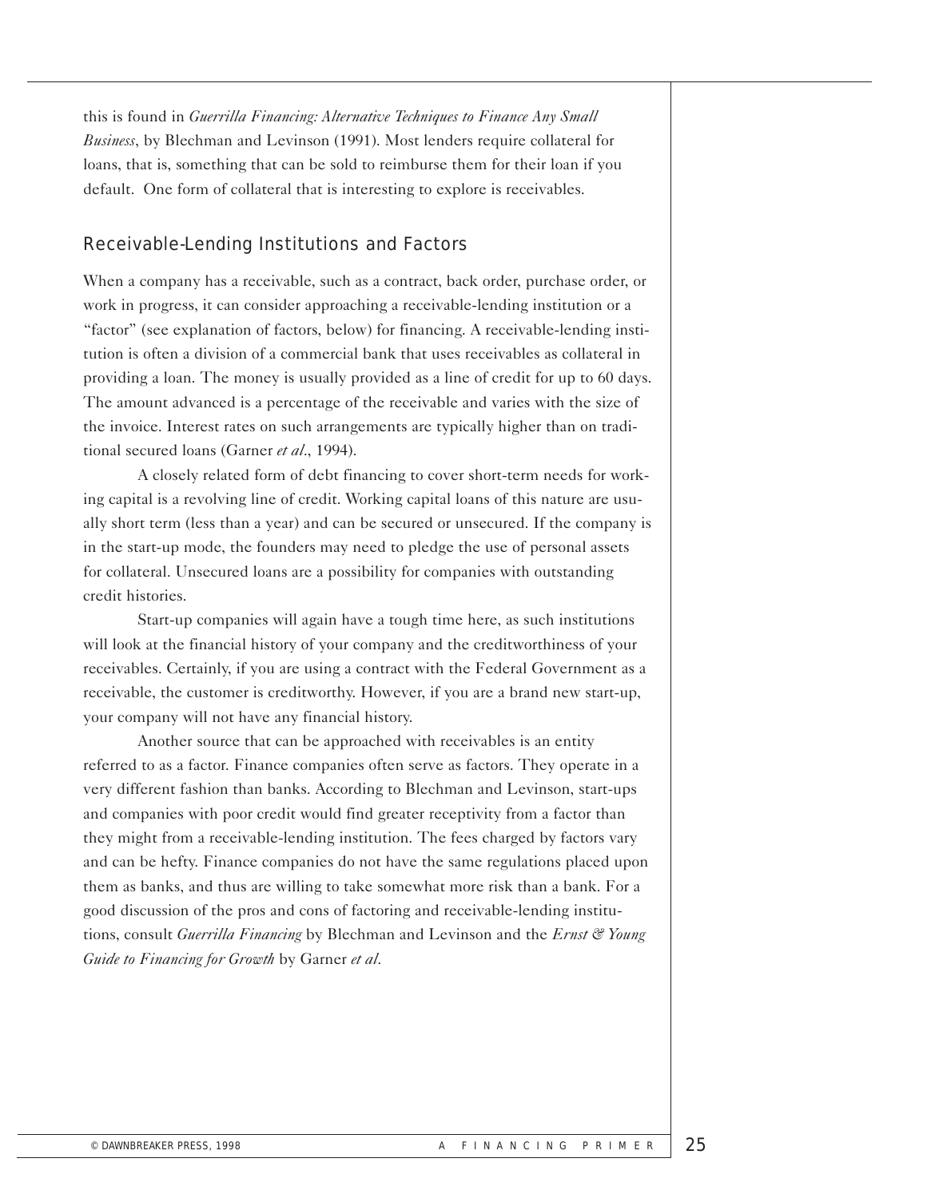this is found in *Guerrilla Financing: Alternative Techniques to Finance Any Small Business*, by Blechman and Levinson (1991). Most lenders require collateral for loans, that is, something that can be sold to reimburse them for their loan if you default. One form of collateral that is interesting to explore is receivables.

## Receivable-Lending Institutions and Factors

When a company has a receivable, such as a contract, back order, purchase order, or work in progress, it can consider approaching a receivable-lending institution or a "factor" (see explanation of factors, below) for financing. A receivable-lending institution is often a division of a commercial bank that uses receivables as collateral in providing a loan. The money is usually provided as a line of credit for up to 60 days. The amount advanced is a percentage of the receivable and varies with the size of the invoice. Interest rates on such arrangements are typically higher than on traditional secured loans (Garner *et al*., 1994).

A closely related form of debt financing to cover short-term needs for working capital is a revolving line of credit. Working capital loans of this nature are usually short term (less than a year) and can be secured or unsecured. If the company is in the start-up mode, the founders may need to pledge the use of personal assets for collateral. Unsecured loans are a possibility for companies with outstanding credit histories.

Start-up companies will again have a tough time here, as such institutions will look at the financial history of your company and the creditworthiness of your receivables. Certainly, if you are using a contract with the Federal Government as a receivable, the customer is creditworthy. However, if you are a brand new start-up, your company will not have any financial history.

Another source that can be approached with receivables is an entity referred to as a factor. Finance companies often serve as factors. They operate in a very different fashion than banks. According to Blechman and Levinson, start-ups and companies with poor credit would find greater receptivity from a factor than they might from a receivable-lending institution. The fees charged by factors vary and can be hefty. Finance companies do not have the same regulations placed upon them as banks, and thus are willing to take somewhat more risk than a bank. For a good discussion of the pros and cons of factoring and receivable-lending institutions, consult *Guerrilla Financing* by Blechman and Levinson and the *Ernst & Young Guide to Financing for Growth* by Garner *et al*.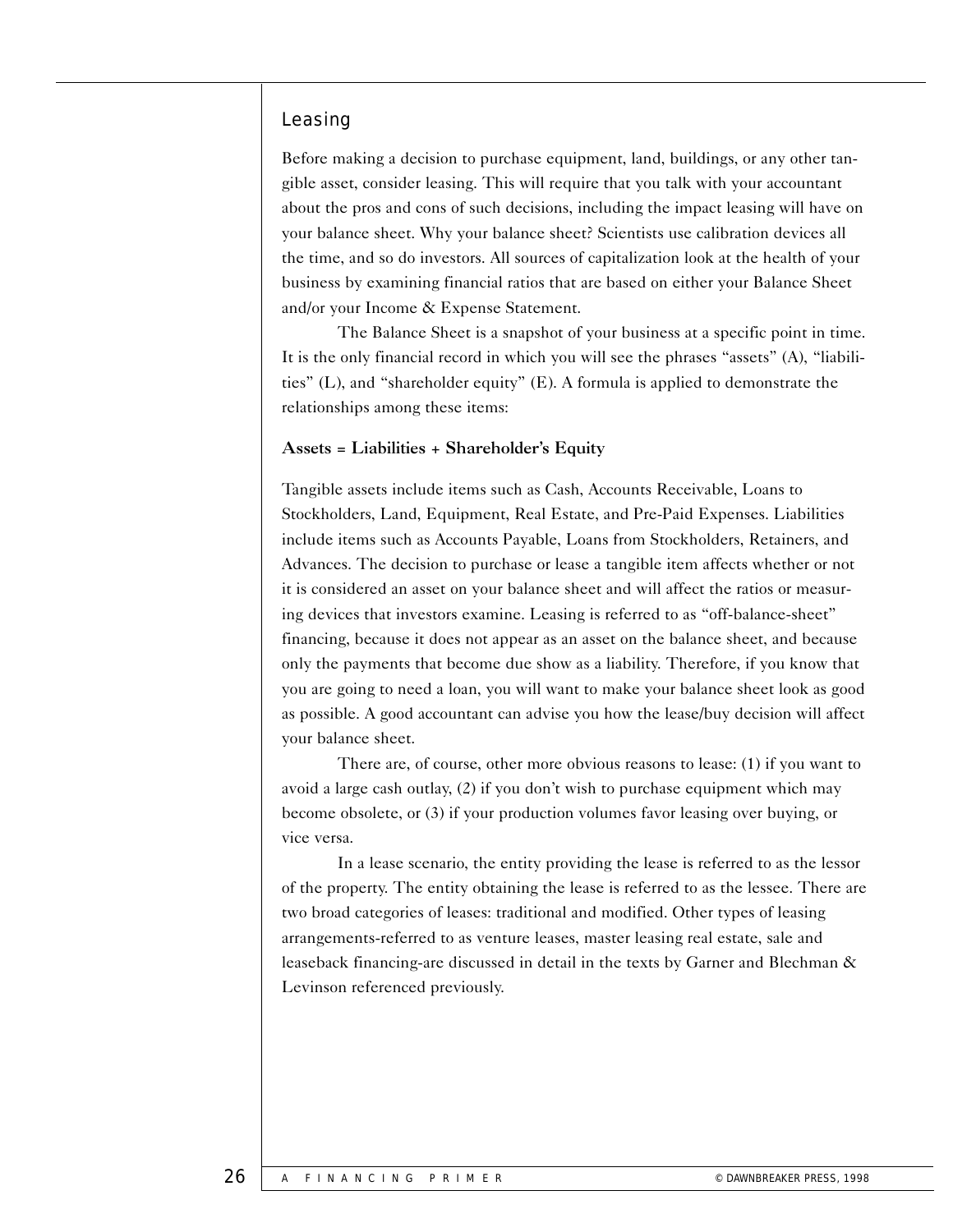## Leasing

Before making a decision to purchase equipment, land, buildings, or any other tangible asset, consider leasing. This will require that you talk with your accountant about the pros and cons of such decisions, including the impact leasing will have on your balance sheet. Why your balance sheet? Scientists use calibration devices all the time, and so do investors. All sources of capitalization look at the health of your business by examining financial ratios that are based on either your Balance Sheet and/or your Income & Expense Statement.

The Balance Sheet is a snapshot of your business at a specific point in time. It is the only financial record in which you will see the phrases "assets" (A), "liabilities" (L), and "shareholder equity" (E). A formula is applied to demonstrate the relationships among these items:

**Assets = Liabilities + Shareholder's Equity**

Tangible assets include items such as Cash, Accounts Receivable, Loans to Stockholders, Land, Equipment, Real Estate, and Pre-Paid Expenses. Liabilities include items such as Accounts Payable, Loans from Stockholders, Retainers, and Advances. The decision to purchase or lease a tangible item affects whether or not it is considered an asset on your balance sheet and will affect the ratios or measuring devices that investors examine. Leasing is referred to as "off-balance-sheet" financing, because it does not appear as an asset on the balance sheet, and because only the payments that become due show as a liability. Therefore, if you know that you are going to need a loan, you will want to make your balance sheet look as good as possible. A good accountant can advise you how the lease/buy decision will affect your balance sheet.

There are, of course, other more obvious reasons to lease: (1) if you want to avoid a large cash outlay, (2) if you don't wish to purchase equipment which may become obsolete, or (3) if your production volumes favor leasing over buying, or vice versa.

In a lease scenario, the entity providing the lease is referred to as the lessor of the property. The entity obtaining the lease is referred to as the lessee. There are two broad categories of leases: traditional and modified. Other types of leasing arrangements-referred to as venture leases, master leasing real estate, sale and leaseback financing-are discussed in detail in the texts by Garner and Blechman & Levinson referenced previously.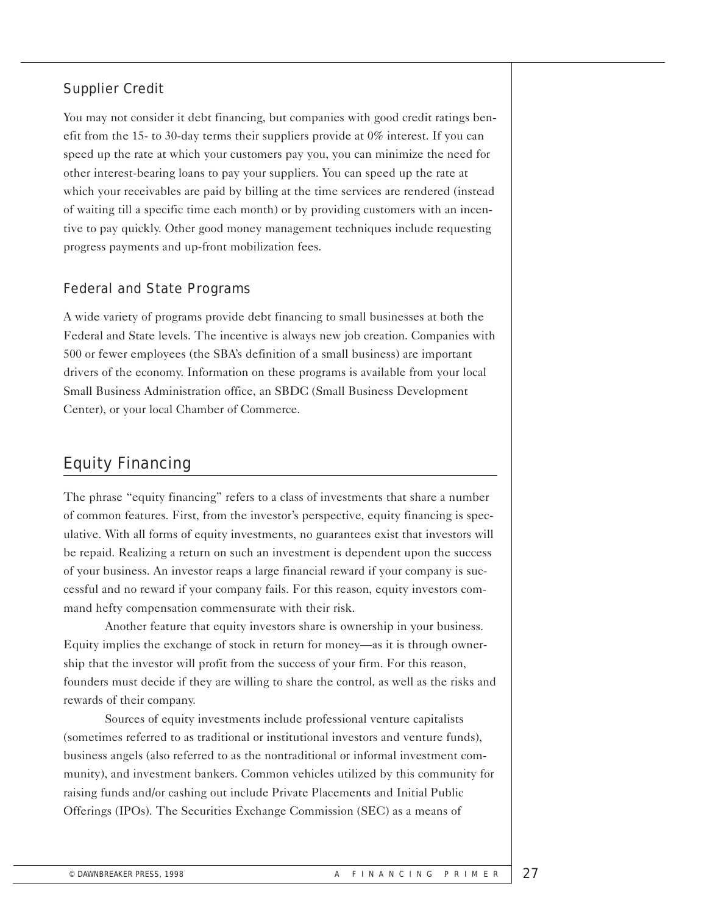### Supplier Credit

You may not consider it debt financing, but companies with good credit ratings benefit from the 15- to 30-day terms their suppliers provide at 0% interest. If you can speed up the rate at which your customers pay you, you can minimize the need for other interest-bearing loans to pay your suppliers. You can speed up the rate at which your receivables are paid by billing at the time services are rendered (instead of waiting till a specific time each month) or by providing customers with an incentive to pay quickly. Other good money management techniques include requesting progress payments and up-front mobilization fees.

### Federal and State Programs

A wide variety of programs provide debt financing to small businesses at both the Federal and State levels. The incentive is always new job creation. Companies with 500 or fewer employees (the SBA's definition of a small business) are important drivers of the economy. Information on these programs is available from your local Small Business Administration office, an SBDC (Small Business Development Center), or your local Chamber of Commerce.

## Equity Financing

The phrase "equity financing" refers to a class of investments that share a number of common features. First, from the investor's perspective, equity financing is speculative. With all forms of equity investments, no guarantees exist that investors will be repaid. Realizing a return on such an investment is dependent upon the success of your business. An investor reaps a large financial reward if your company is successful and no reward if your company fails. For this reason, equity investors command hefty compensation commensurate with their risk.

Another feature that equity investors share is ownership in your business. Equity implies the exchange of stock in return for money—as it is through ownership that the investor will profit from the success of your firm. For this reason, founders must decide if they are willing to share the control, as well as the risks and rewards of their company.

Sources of equity investments include professional venture capitalists (sometimes referred to as traditional or institutional investors and venture funds), business angels (also referred to as the nontraditional or informal investment community), and investment bankers. Common vehicles utilized by this community for raising funds and/or cashing out include Private Placements and Initial Public Offerings (IPOs). The Securities Exchange Commission (SEC) as a means of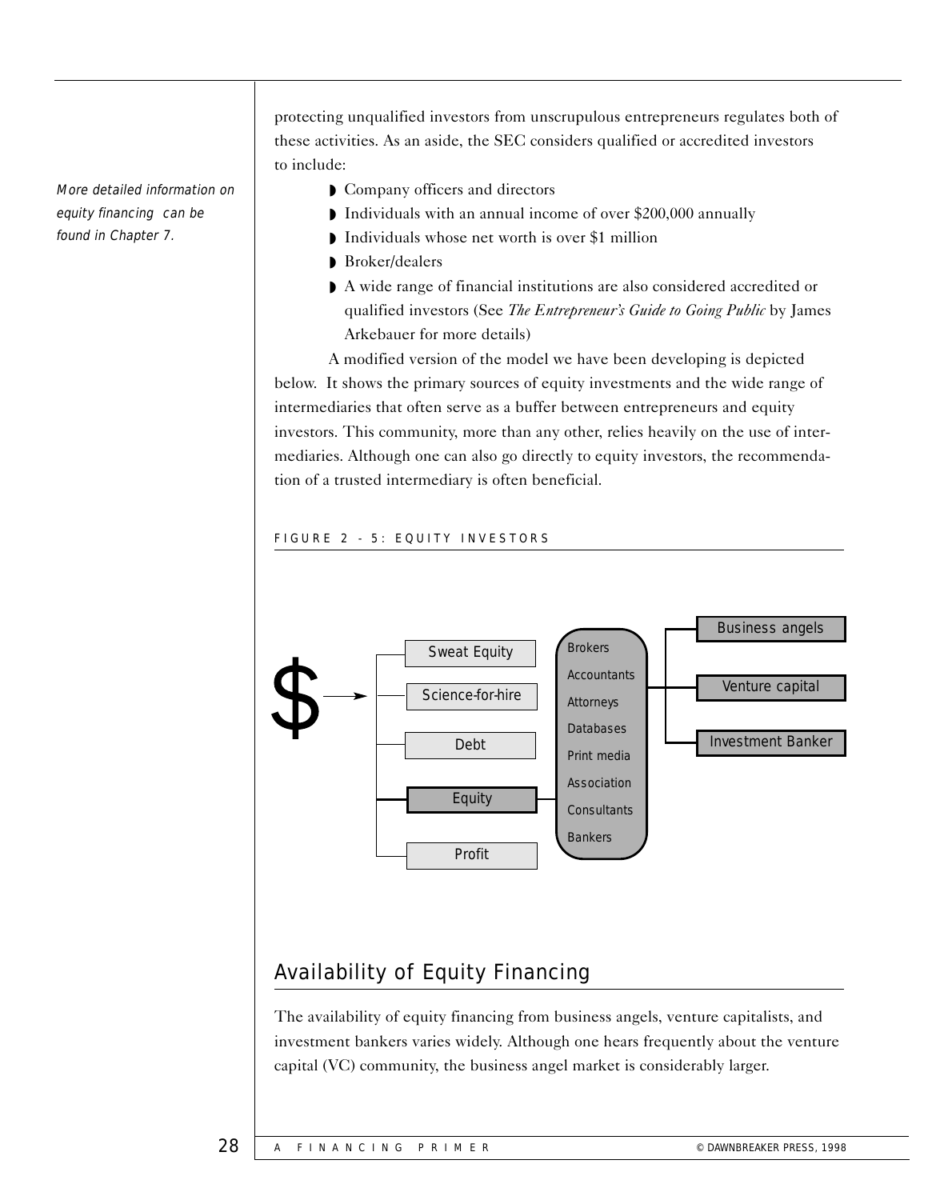protecting unqualified investors from unscrupulous entrepreneurs regulates both of these activities. As an aside, the SEC considers qualified or accredited investors to include:

*More detailed information on equity financing can be found in Chapter 7.*

- Company officers and directors
- Individuals with an annual income of over $200,000 annually
- Individuals whose net worth is over $1 million
- Broker/dealers
- A wide range of financial institutions are also considered accredited or qualified investors (See *The Entrepreneur's Guide to Going Public* by James Arkebauer for more details)

A modified version of the model we have been developing is depicted below. It shows the primary sources of equity investments and the wide range of intermediaries that often serve as a buffer between entrepreneurs and equity investors. This community, more than any other, relies heavily on the use of intermediaries. Although one can also go directly to equity investors, the recommendation of a trusted intermediary is often beneficial.

FIGURE 2 - 5: EQUITY INVESTORS

$ → Sweat Equity, Science-for-hire, Debt, Equity, Profit

Equity → Brokers, Accountants, Attorneys, Databases, Print media, Association, Consultants, Bankers → Business angels, Venture capital, Investment Banker

## Availability of Equity Financing

The availability of equity financing from business angels, venture capitalists, and investment bankers varies widely. Although one hears frequently about the venture capital (VC) community, the business angel market is considerably larger.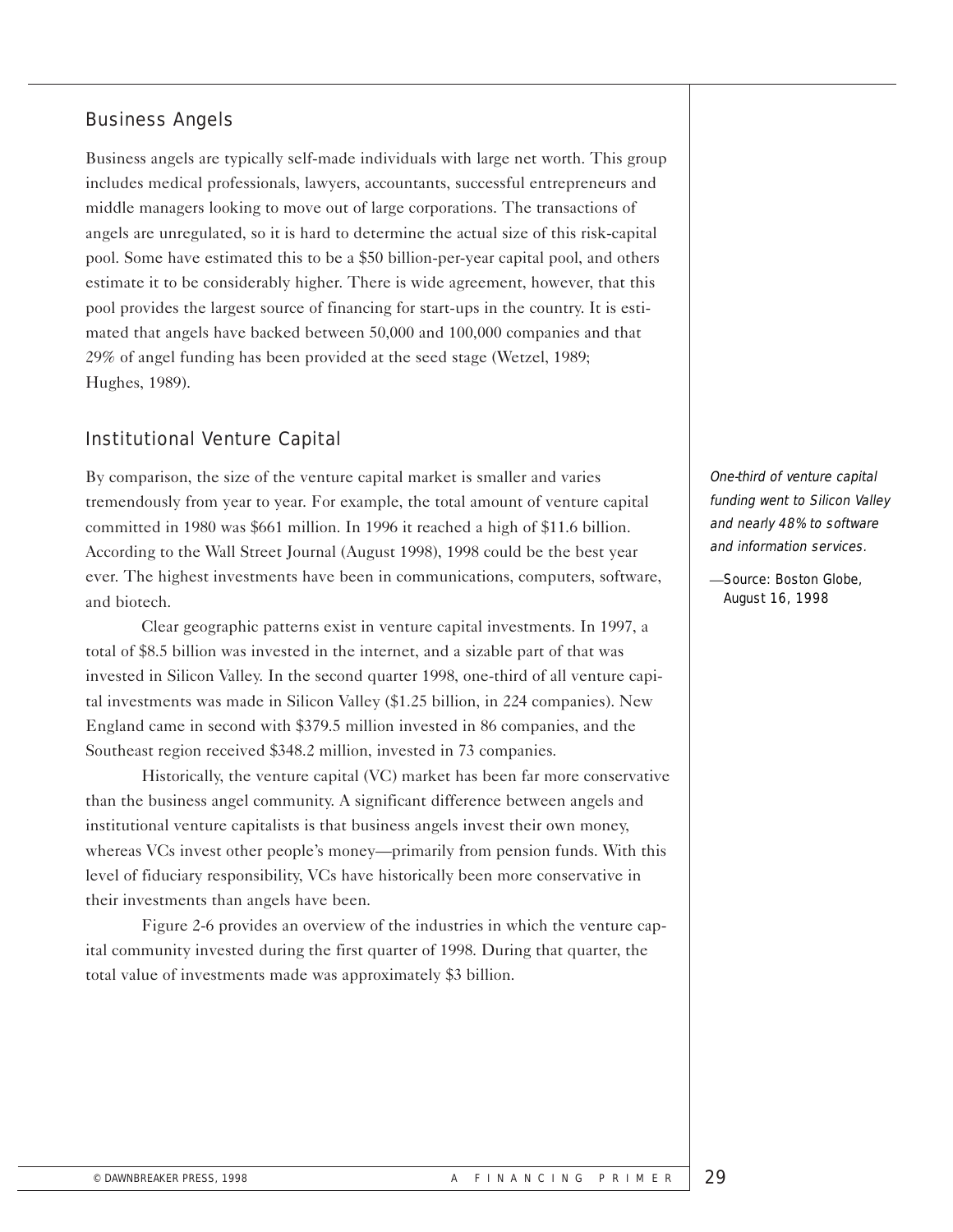## Business Angels

Business angels are typically self-made individuals with large net worth. This group includes medical professionals, lawyers, accountants, successful entrepreneurs and middle managers looking to move out of large corporations. The transactions of angels are unregulated, so it is hard to determine the actual size of this risk-capital pool. Some have estimated this to be a $50 billion-per-year capital pool, and others estimate it to be considerably higher. There is wide agreement, however, that this pool provides the largest source of financing for start-ups in the country. It is estimated that angels have backed between 50,000 and 100,000 companies and that 29% of angel funding has been provided at the seed stage (Wetzel, 1989; Hughes, 1989).

## Institutional Venture Capital

By comparison, the size of the venture capital market is smaller and varies tremendously from year to year. For example, the total amount of venture capital committed in 1980 was $661 million. In 1996 it reached a high of $11.6 billion. According to the Wall Street Journal (August 1998), 1998 could be the best year ever. The highest investments have been in communications, computers, software, and biotech.

*One-third of venture capital funding went to Silicon Valley and nearly 48% to software and information services.*

—Source: Boston Globe, August 16, 1998

Clear geographic patterns exist in venture capital investments. In 1997, a total of $8.5 billion was invested in the internet, and a sizable part of that was invested in Silicon Valley. In the second quarter 1998, one-third of all venture capital investments was made in Silicon Valley ($1.25 billion, in 224 companies). New England came in second with $379.5 million invested in 86 companies, and the Southeast region received $348.2 million, invested in 73 companies.

Historically, the venture capital (VC) market has been far more conservative than the business angel community. A significant difference between angels and institutional venture capitalists is that business angels invest their own money, whereas VCs invest other people's money—primarily from pension funds. With this level of fiduciary responsibility, VCs have historically been more conservative in their investments than angels have been.

Figure 2-6 provides an overview of the industries in which the venture capital community invested during the first quarter of 1998. During that quarter, the total value of investments made was approximately $3 billion.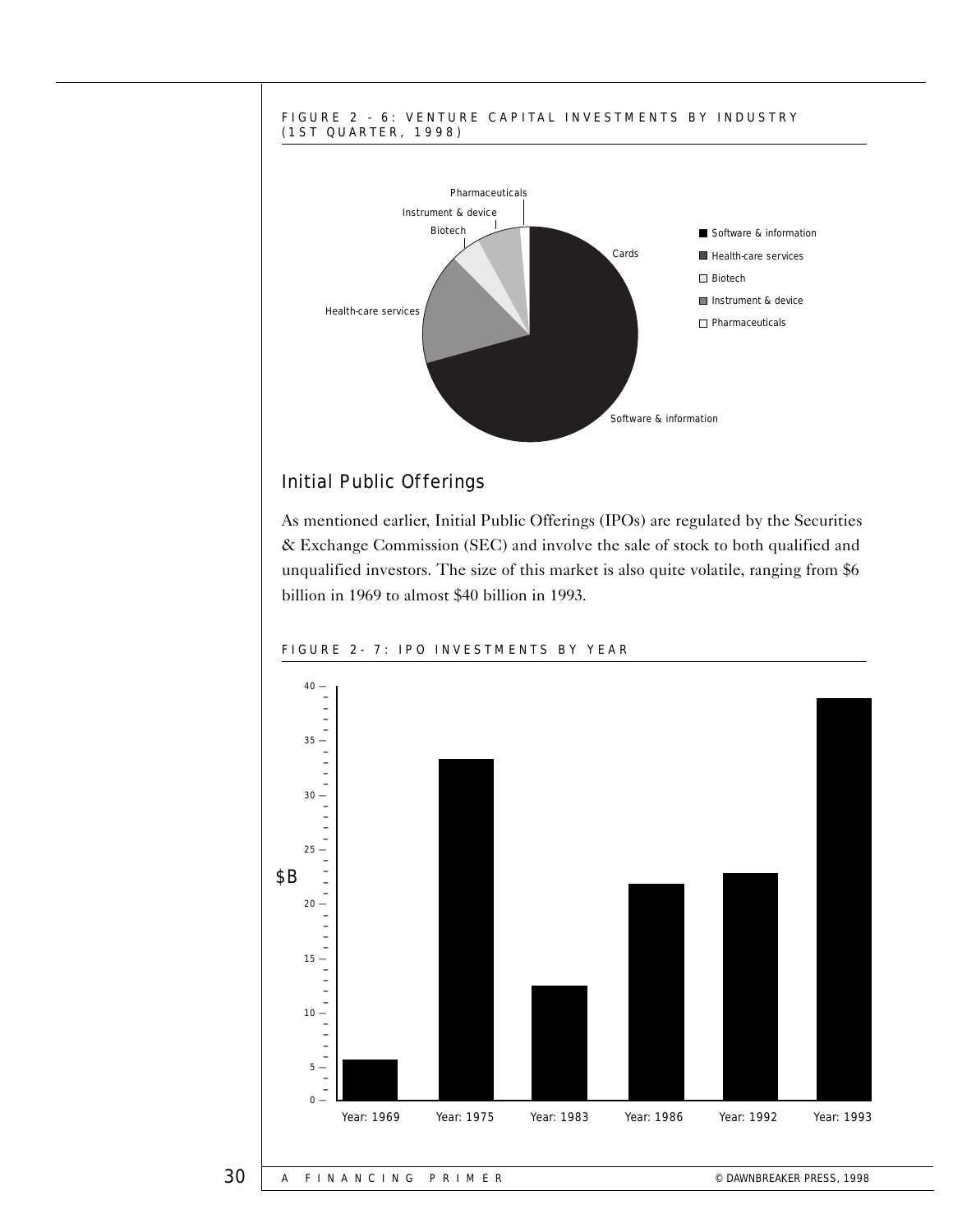FIGURE 2 - 6: VENTURE CAPITAL INVESTMENTS BY INDUSTRY (1ST QUARTER, 1998)

## Initial Public Offerings

As mentioned earlier, Initial Public Offerings (IPOs) are regulated by the Securities & Exchange Commission (SEC) and involve the sale of stock to both qualified and unqualified investors. The size of this market is also quite volatile, ranging from $6 billion in 1969 to almost $40 billion in 1993.

FIGURE 2- 7: IPO INVESTMENTS BY YEAR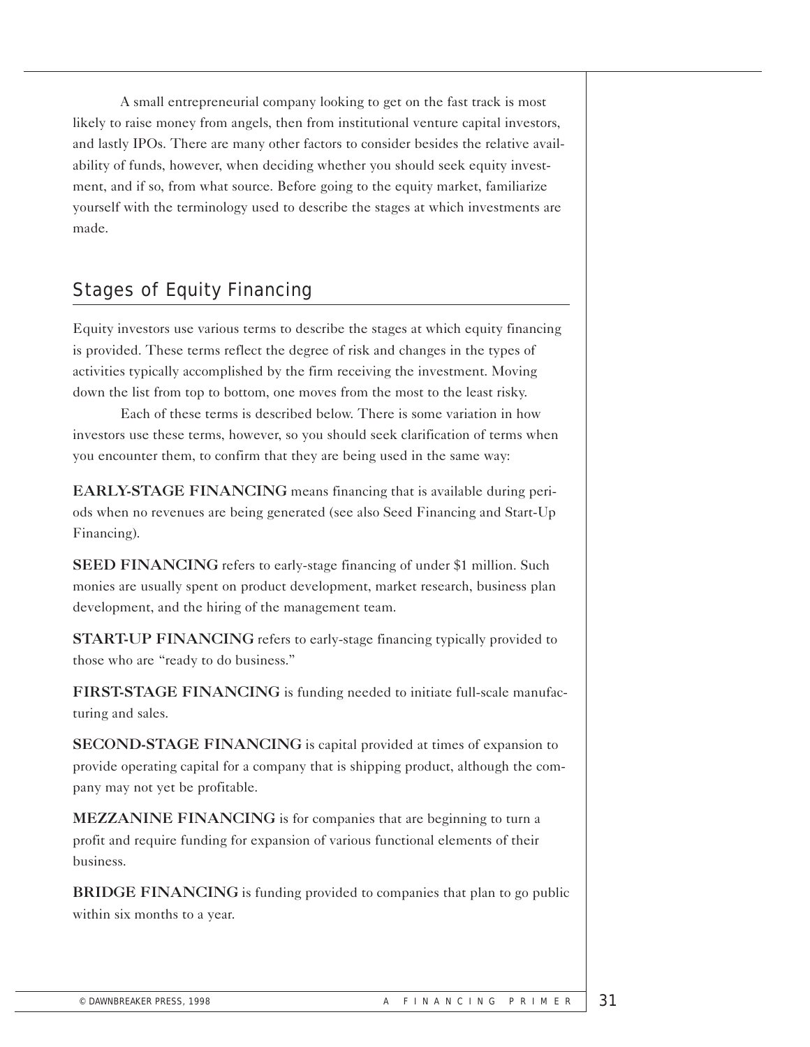A small entrepreneurial company looking to get on the fast track is most likely to raise money from angels, then from institutional venture capital investors, and lastly IPOs. There are many other factors to consider besides the relative availability of funds, however, when deciding whether you should seek equity investment, and if so, from what source. Before going to the equity market, familiarize yourself with the terminology used to describe the stages at which investments are made.

## Stages of Equity Financing

Equity investors use various terms to describe the stages at which equity financing is provided. These terms reflect the degree of risk and changes in the types of activities typically accomplished by the firm receiving the investment. Moving down the list from top to bottom, one moves from the most to the least risky.

Each of these terms is described below. There is some variation in how investors use these terms, however, so you should seek clarification of terms when you encounter them, to confirm that they are being used in the same way:

**EARLY-STAGE FINANCING** means financing that is available during periods when no revenues are being generated (see also Seed Financing and Start-Up Financing).

**SEED FINANCING** refers to early-stage financing of under $1 million. Such monies are usually spent on product development, market research, business plan development, and the hiring of the management team.

**START-UP FINANCING** refers to early-stage financing typically provided to those who are "ready to do business."

**FIRST-STAGE FINANCING** is funding needed to initiate full-scale manufacturing and sales.

**SECOND-STAGE FINANCING** is capital provided at times of expansion to provide operating capital for a company that is shipping product, although the company may not yet be profitable.

**MEZZANINE FINANCING** is for companies that are beginning to turn a profit and require funding for expansion of various functional elements of their business.

**BRIDGE FINANCING** is funding provided to companies that plan to go public within six months to a year.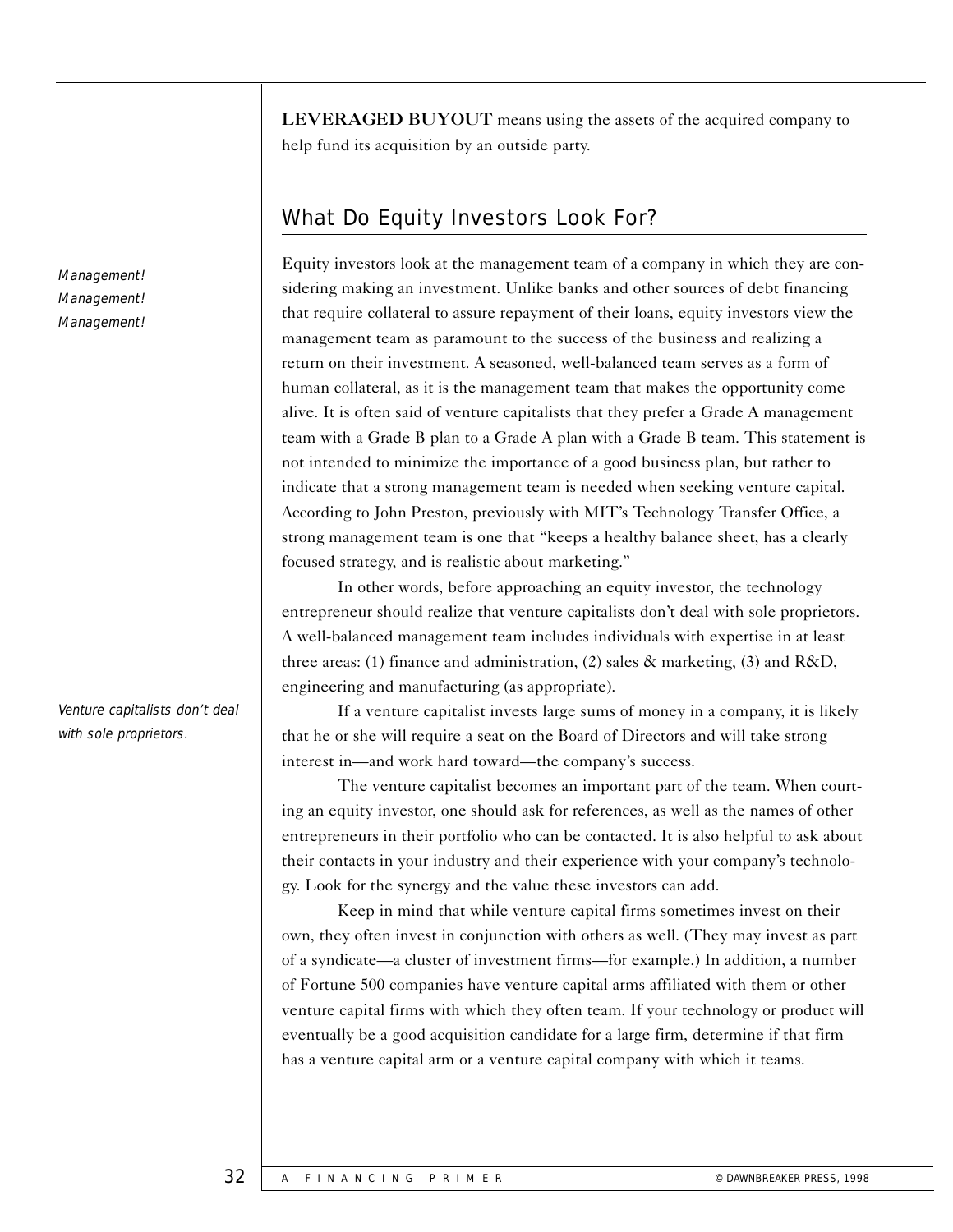**LEVERAGED BUYOUT** means using the assets of the acquired company to help fund its acquisition by an outside party.

## What Do Equity Investors Look For?

*Management! Management! Management!*

Equity investors look at the management team of a company in which they are considering making an investment. Unlike banks and other sources of debt financing that require collateral to assure repayment of their loans, equity investors view the management team as paramount to the success of the business and realizing a return on their investment. A seasoned, well-balanced team serves as a form of human collateral, as it is the management team that makes the opportunity come alive. It is often said of venture capitalists that they prefer a Grade A management team with a Grade B plan to a Grade A plan with a Grade B team. This statement is not intended to minimize the importance of a good business plan, but rather to indicate that a strong management team is needed when seeking venture capital. According to John Preston, previously with MIT's Technology Transfer Office, a strong management team is one that "keeps a healthy balance sheet, has a clearly focused strategy, and is realistic about marketing."

In other words, before approaching an equity investor, the technology entrepreneur should realize that venture capitalists don't deal with sole proprietors. A well-balanced management team includes individuals with expertise in at least three areas: (1) finance and administration, (2) sales & marketing, (3) and R&D, engineering and manufacturing (as appropriate).

*Venture capitalists don't deal with sole proprietors.*

If a venture capitalist invests large sums of money in a company, it is likely that he or she will require a seat on the Board of Directors and will take strong interest in—and work hard toward—the company's success.

The venture capitalist becomes an important part of the team. When courting an equity investor, one should ask for references, as well as the names of other entrepreneurs in their portfolio who can be contacted. It is also helpful to ask about their contacts in your industry and their experience with your company's technology. Look for the synergy and the value these investors can add.

Keep in mind that while venture capital firms sometimes invest on their own, they often invest in conjunction with others as well. (They may invest as part of a syndicate—a cluster of investment firms—for example.) In addition, a number of Fortune 500 companies have venture capital arms affiliated with them or other venture capital firms with which they often team. If your technology or product will eventually be a good acquisition candidate for a large firm, determine if that firm has a venture capital arm or a venture capital company with which it teams.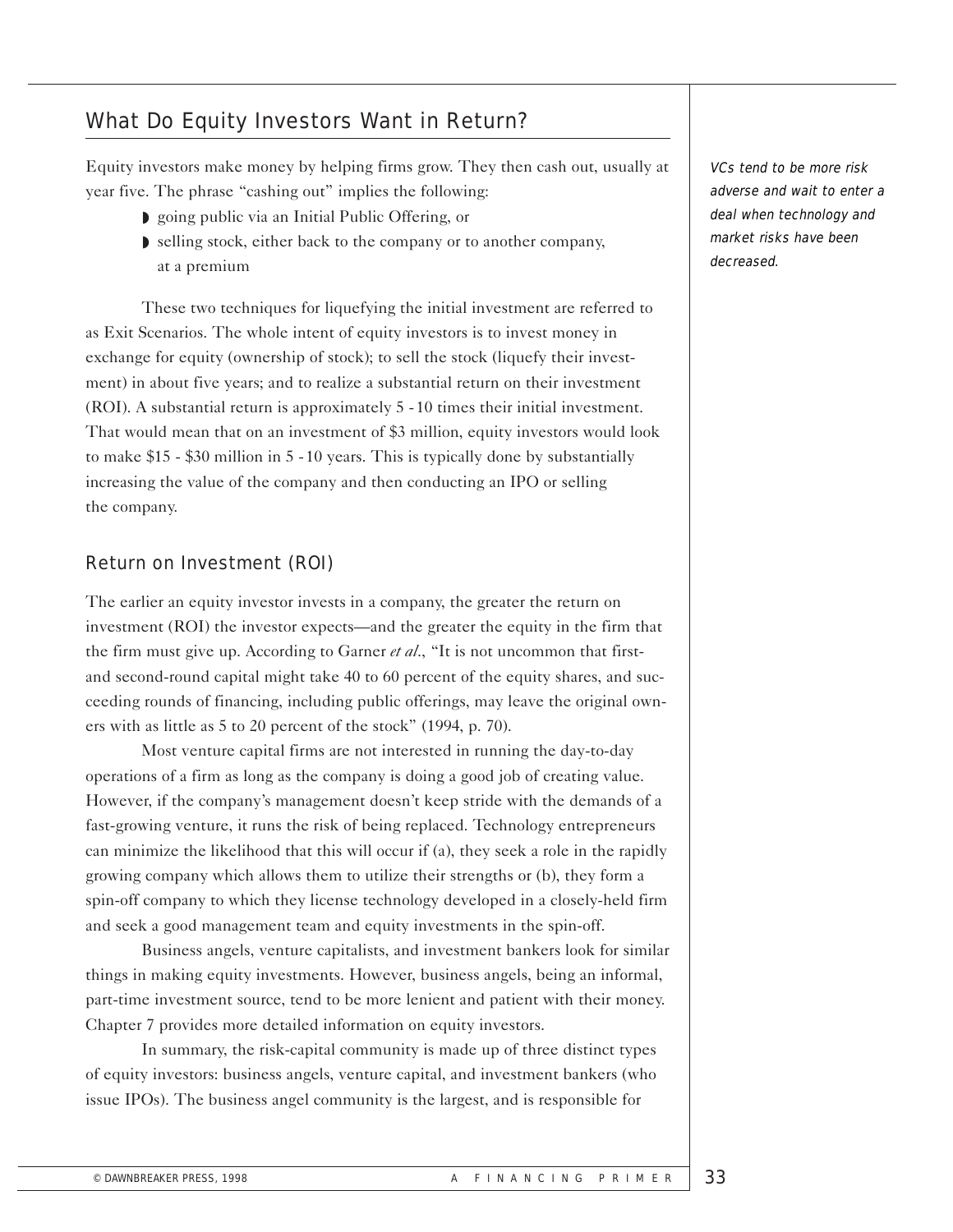## What Do Equity Investors Want in Return?

Equity investors make money by helping firms grow. They then cash out, usually at year five. The phrase "cashing out" implies the following:

- going public via an Initial Public Offering, or
- selling stock, either back to the company or to another company, at a premium

*VCs tend to be more risk adverse and wait to enter a deal when technology and market risks have been decreased.*

These two techniques for liquefying the initial investment are referred to as Exit Scenarios. The whole intent of equity investors is to invest money in exchange for equity (ownership of stock); to sell the stock (liquefy their investment) in about five years; and to realize a substantial return on their investment (ROI). A substantial return is approximately 5 - 10 times their initial investment. That would mean that on an investment of $3 million, equity investors would look to make $15 - $30 million in 5 - 10 years. This is typically done by substantially increasing the value of the company and then conducting an IPO or selling the company.

### Return on Investment (ROI)

The earlier an equity investor invests in a company, the greater the return on investment (ROI) the investor expects—and the greater the equity in the firm that the firm must give up. According to Garner *et al.*, "It is not uncommon that first- and second-round capital might take 40 to 60 percent of the equity shares, and succeeding rounds of financing, including public offerings, may leave the original owners with as little as 5 to 20 percent of the stock" (1994, p. 70).

Most venture capital firms are not interested in running the day-to-day operations of a firm as long as the company is doing a good job of creating value. However, if the company's management doesn't keep stride with the demands of a fast-growing venture, it runs the risk of being replaced. Technology entrepreneurs can minimize the likelihood that this will occur if (a), they seek a role in the rapidly growing company which allows them to utilize their strengths or (b), they form a spin-off company to which they license technology developed in a closely-held firm and seek a good management team and equity investments in the spin-off.

Business angels, venture capitalists, and investment bankers look for similar things in making equity investments. However, business angels, being an informal, part-time investment source, tend to be more lenient and patient with their money. Chapter 7 provides more detailed information on equity investors.

In summary, the risk-capital community is made up of three distinct types of equity investors: business angels, venture capital, and investment bankers (who issue IPOs). The business angel community is the largest, and is responsible for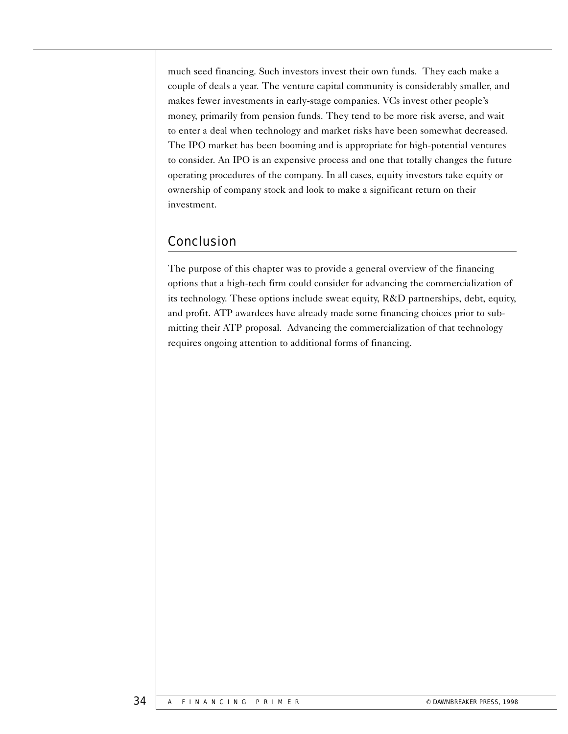much seed financing. Such investors invest their own funds. They each make a couple of deals a year. The venture capital community is considerably smaller, and makes fewer investments in early-stage companies. VCs invest other people's money, primarily from pension funds. They tend to be more risk averse, and wait to enter a deal when technology and market risks have been somewhat decreased. The IPO market has been booming and is appropriate for high-potential ventures to consider. An IPO is an expensive process and one that totally changes the future operating procedures of the company. In all cases, equity investors take equity or ownership of company stock and look to make a significant return on their investment.

## Conclusion

The purpose of this chapter was to provide a general overview of the financing options that a high-tech firm could consider for advancing the commercialization of its technology. These options include sweat equity, R&D partnerships, debt, equity, and profit. ATP awardees have already made some financing choices prior to submitting their ATP proposal. Advancing the commercialization of that technology requires ongoing attention to additional forms of financing.